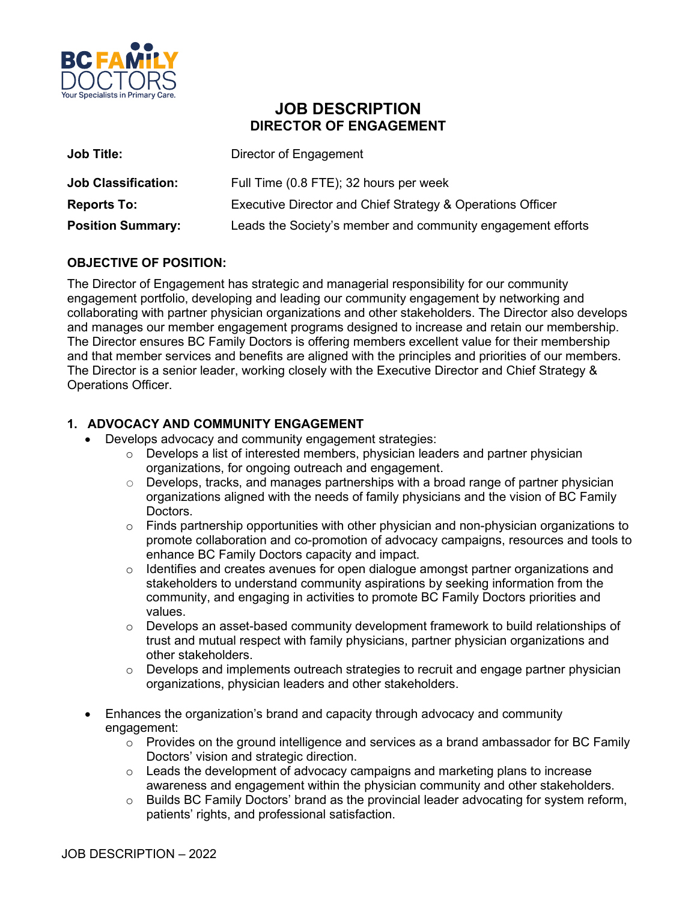# JOB DESCRIPTION
## DIRECTOR OF ENGAGEMENT

| | |
|---|---|
| **Job Title:** | Director of Engagement |
| **Job Classification:** | Full Time (0.8 FTE); 32 hours per week |
| **Reports To:** | Executive Director and Chief Strategy & Operations Officer |
| **Position Summary:** | Leads the Society's member and community engagement efforts |

**OBJECTIVE OF POSITION:**

The Director of Engagement has strategic and managerial responsibility for our community engagement portfolio, developing and leading our community engagement by networking and collaborating with partner physician organizations and other stakeholders. The Director also develops and manages our member engagement programs designed to increase and retain our membership. The Director ensures BC Family Doctors is offering members excellent value for their membership and that member services and benefits are aligned with the principles and priorities of our members. The Director is a senior leader, working closely with the Executive Director and Chief Strategy & Operations Officer.

### 1. ADVOCACY AND COMMUNITY ENGAGEMENT

- Develops advocacy and community engagement strategies:
  - Develops a list of interested members, physician leaders and partner physician organizations, for ongoing outreach and engagement.
  - Develops, tracks, and manages partnerships with a broad range of partner physician organizations aligned with the needs of family physicians and the vision of BC Family Doctors.
  - Finds partnership opportunities with other physician and non-physician organizations to promote collaboration and co-promotion of advocacy campaigns, resources and tools to enhance BC Family Doctors capacity and impact.
  - Identifies and creates avenues for open dialogue amongst partner organizations and stakeholders to understand community aspirations by seeking information from the community, and engaging in activities to promote BC Family Doctors priorities and values.
  - Develops an asset-based community development framework to build relationships of trust and mutual respect with family physicians, partner physician organizations and other stakeholders.
  - Develops and implements outreach strategies to recruit and engage partner physician organizations, physician leaders and other stakeholders.

- Enhances the organization's brand and capacity through advocacy and community engagement:
  - Provides on the ground intelligence and services as a brand ambassador for BC Family Doctors' vision and strategic direction.
  - Leads the development of advocacy campaigns and marketing plans to increase awareness and engagement within the physician community and other stakeholders.
  - Builds BC Family Doctors' brand as the provincial leader advocating for system reform, patients' rights, and professional satisfaction.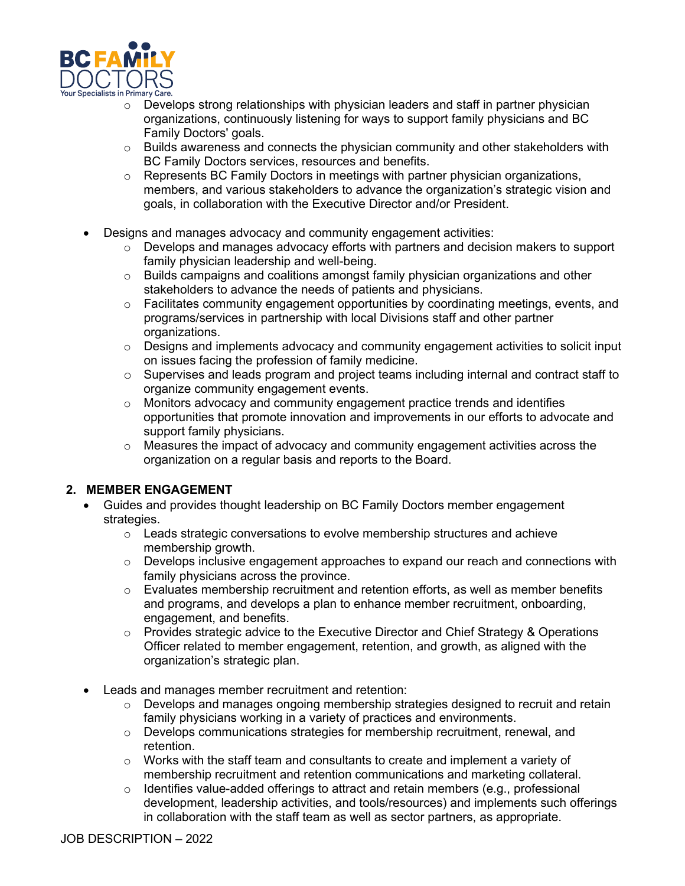- Develops strong relationships with physician leaders and staff in partner physician organizations, continuously listening for ways to support family physicians and BC Family Doctors' goals.
  - Builds awareness and connects the physician community and other stakeholders with BC Family Doctors services, resources and benefits.
  - Represents BC Family Doctors in meetings with partner physician organizations, members, and various stakeholders to advance the organization's strategic vision and goals, in collaboration with the Executive Director and/or President.

- Designs and manages advocacy and community engagement activities:
  - Develops and manages advocacy efforts with partners and decision makers to support family physician leadership and well-being.
  - Builds campaigns and coalitions amongst family physician organizations and other stakeholders to advance the needs of patients and physicians.
  - Facilitates community engagement opportunities by coordinating meetings, events, and programs/services in partnership with local Divisions staff and other partner organizations.
  - Designs and implements advocacy and community engagement activities to solicit input on issues facing the profession of family medicine.
  - Supervises and leads program and project teams including internal and contract staff to organize community engagement events.
  - Monitors advocacy and community engagement practice trends and identifies opportunities that promote innovation and improvements in our efforts to advocate and support family physicians.
  - Measures the impact of advocacy and community engagement activities across the organization on a regular basis and reports to the Board.

## 2. MEMBER ENGAGEMENT

- Guides and provides thought leadership on BC Family Doctors member engagement strategies.
  - Leads strategic conversations to evolve membership structures and achieve membership growth.
  - Develops inclusive engagement approaches to expand our reach and connections with family physicians across the province.
  - Evaluates membership recruitment and retention efforts, as well as member benefits and programs, and develops a plan to enhance member recruitment, onboarding, engagement, and benefits.
  - Provides strategic advice to the Executive Director and Chief Strategy & Operations Officer related to member engagement, retention, and growth, as aligned with the organization's strategic plan.

- Leads and manages member recruitment and retention:
  - Develops and manages ongoing membership strategies designed to recruit and retain family physicians working in a variety of practices and environments.
  - Develops communications strategies for membership recruitment, renewal, and retention.
  - Works with the staff team and consultants to create and implement a variety of membership recruitment and retention communications and marketing collateral.
  - Identifies value-added offerings to attract and retain members (e.g., professional development, leadership activities, and tools/resources) and implements such offerings in collaboration with the staff team as well as sector partners, as appropriate.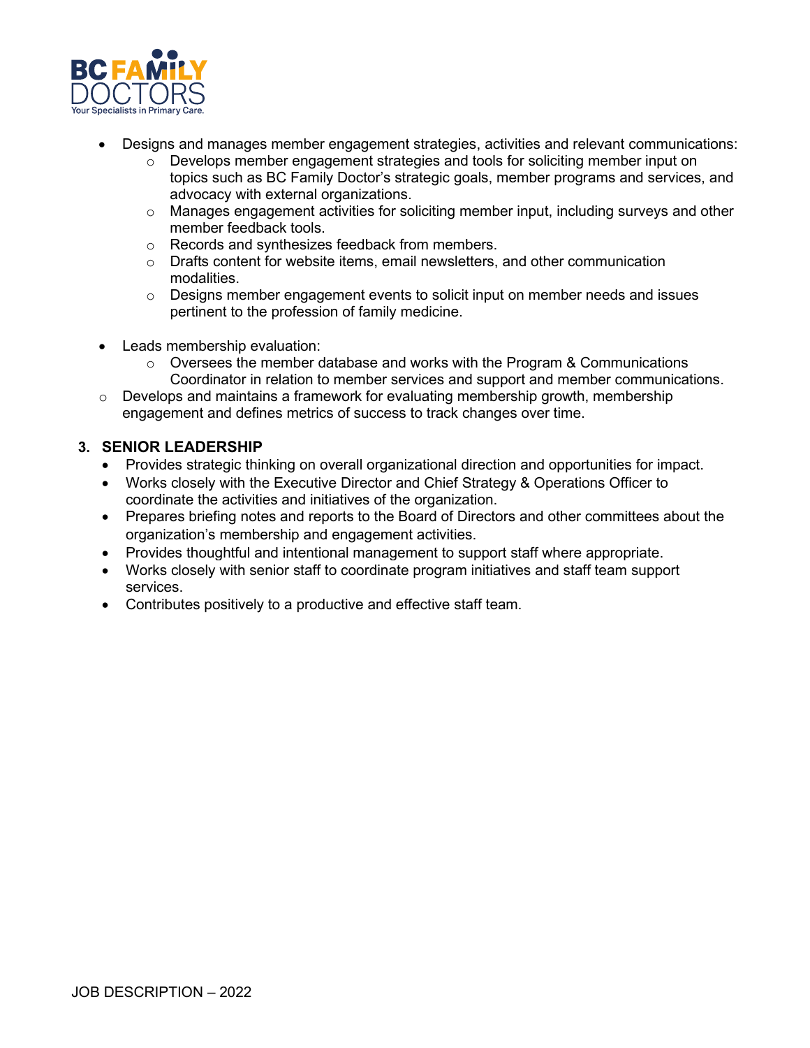- Designs and manages member engagement strategies, activities and relevant communications:
    - Develops member engagement strategies and tools for soliciting member input on topics such as BC Family Doctor's strategic goals, member programs and services, and advocacy with external organizations.
    - Manages engagement activities for soliciting member input, including surveys and other member feedback tools.
    - Records and synthesizes feedback from members.
    - Drafts content for website items, email newsletters, and other communication modalities.
    - Designs member engagement events to solicit input on member needs and issues pertinent to the profession of family medicine.

- Leads membership evaluation:
    - Oversees the member database and works with the Program & Communications Coordinator in relation to member services and support and member communications.
- Develops and maintains a framework for evaluating membership growth, membership engagement and defines metrics of success to track changes over time.

**3. SENIOR LEADERSHIP**

- Provides strategic thinking on overall organizational direction and opportunities for impact.
- Works closely with the Executive Director and Chief Strategy & Operations Officer to coordinate the activities and initiatives of the organization.
- Prepares briefing notes and reports to the Board of Directors and other committees about the organization's membership and engagement activities.
- Provides thoughtful and intentional management to support staff where appropriate.
- Works closely with senior staff to coordinate program initiatives and staff team support services.
- Contributes positively to a productive and effective staff team.